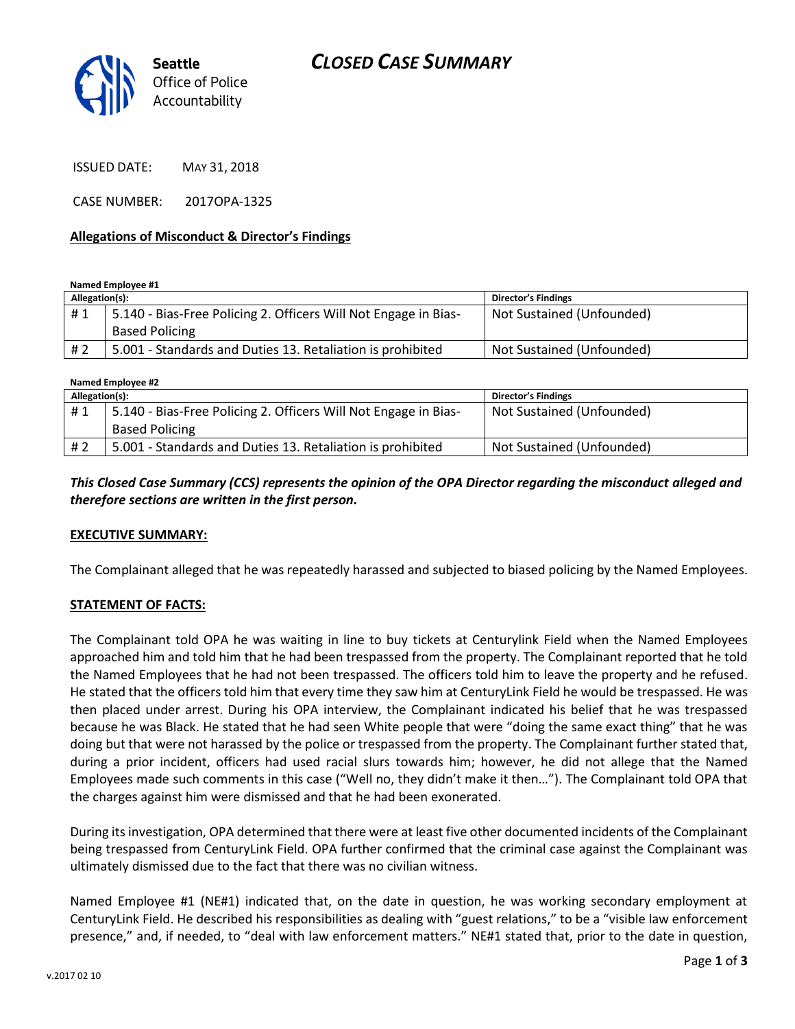# CLOSED CASE SUMMARY

**Seattle** Office of Police Accountability

ISSUED DATE: MAY 31, 2018

CASE NUMBER: 2017OPA-1325

**Allegations of Misconduct & Director's Findings**

**Named Employee #1**

| Allegation(s): | | Director's Findings |
|---|---|---|
| # 1 | 5.140 - Bias-Free Policing 2. Officers Will Not Engage in Bias-Based Policing | Not Sustained (Unfounded) |
| # 2 | 5.001 - Standards and Duties 13. Retaliation is prohibited | Not Sustained (Unfounded) |

**Named Employee #2**

| Allegation(s): | | Director's Findings |
|---|---|---|
| # 1 | 5.140 - Bias-Free Policing 2. Officers Will Not Engage in Bias-Based Policing | Not Sustained (Unfounded) |
| # 2 | 5.001 - Standards and Duties 13. Retaliation is prohibited | Not Sustained (Unfounded) |

***This Closed Case Summary (CCS) represents the opinion of the OPA Director regarding the misconduct alleged and therefore sections are written in the first person.***

**EXECUTIVE SUMMARY:**

The Complainant alleged that he was repeatedly harassed and subjected to biased policing by the Named Employees.

**STATEMENT OF FACTS:**

The Complainant told OPA he was waiting in line to buy tickets at Centurylink Field when the Named Employees approached him and told him that he had been trespassed from the property. The Complainant reported that he told the Named Employees that he had not been trespassed. The officers told him to leave the property and he refused. He stated that the officers told him that every time they saw him at CenturyLink Field he would be trespassed. He was then placed under arrest. During his OPA interview, the Complainant indicated his belief that he was trespassed because he was Black. He stated that he had seen White people that were "doing the same exact thing" that he was doing but that were not harassed by the police or trespassed from the property. The Complainant further stated that, during a prior incident, officers had used racial slurs towards him; however, he did not allege that the Named Employees made such comments in this case ("Well no, they didn't make it then…"). The Complainant told OPA that the charges against him were dismissed and that he had been exonerated.

During its investigation, OPA determined that there were at least five other documented incidents of the Complainant being trespassed from CenturyLink Field. OPA further confirmed that the criminal case against the Complainant was ultimately dismissed due to the fact that there was no civilian witness.

Named Employee #1 (NE#1) indicated that, on the date in question, he was working secondary employment at CenturyLink Field. He described his responsibilities as dealing with "guest relations," to be a "visible law enforcement presence," and, if needed, to "deal with law enforcement matters." NE#1 stated that, prior to the date in question,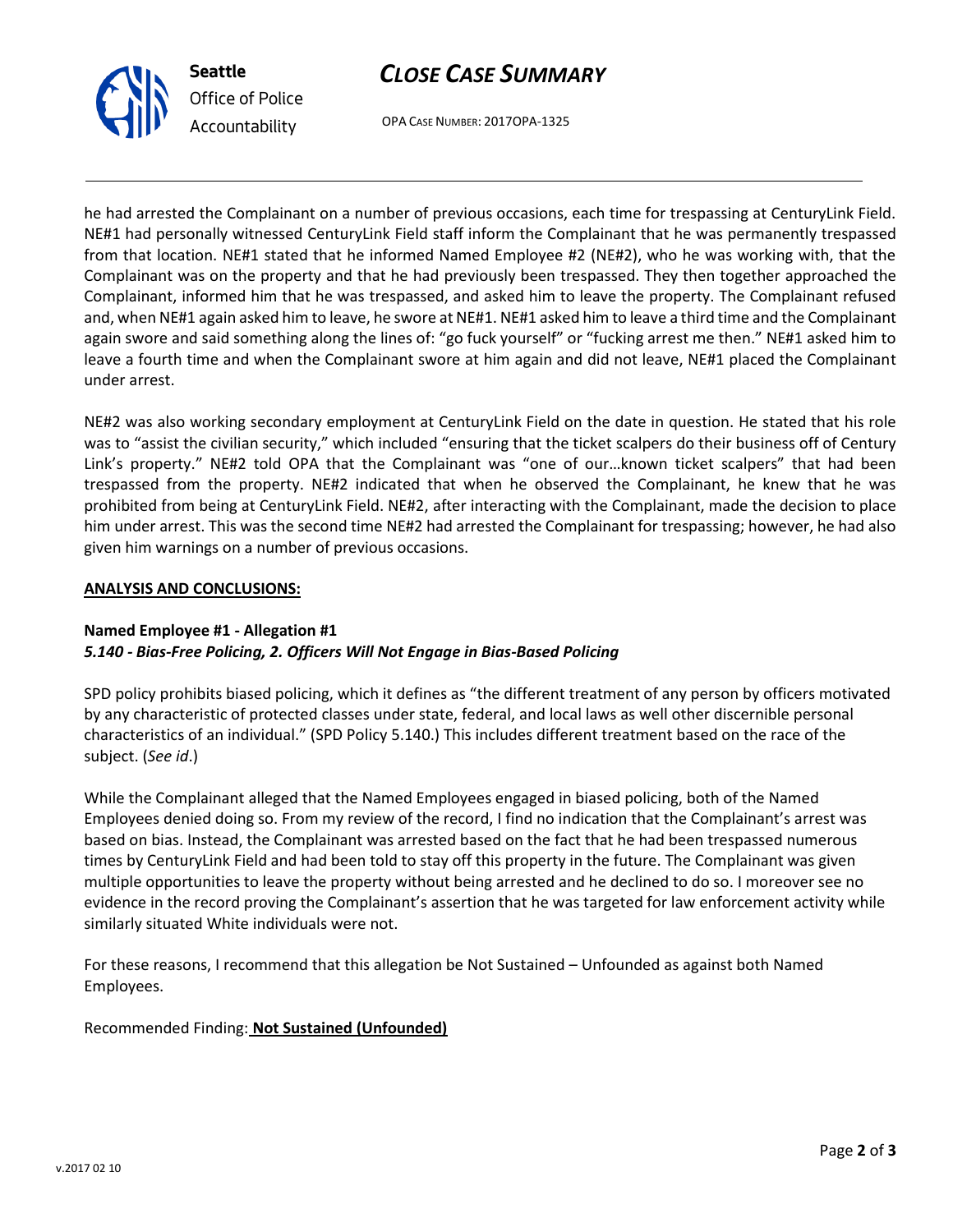he had arrested the Complainant on a number of previous occasions, each time for trespassing at CenturyLink Field. NE#1 had personally witnessed CenturyLink Field staff inform the Complainant that he was permanently trespassed from that location. NE#1 stated that he informed Named Employee #2 (NE#2), who he was working with, that the Complainant was on the property and that he had previously been trespassed. They then together approached the Complainant, informed him that he was trespassed, and asked him to leave the property. The Complainant refused and, when NE#1 again asked him to leave, he swore at NE#1. NE#1 asked him to leave a third time and the Complainant again swore and said something along the lines of: "go fuck yourself" or "fucking arrest me then." NE#1 asked him to leave a fourth time and when the Complainant swore at him again and did not leave, NE#1 placed the Complainant under arrest.

NE#2 was also working secondary employment at CenturyLink Field on the date in question. He stated that his role was to "assist the civilian security," which included "ensuring that the ticket scalpers do their business off of Century Link's property." NE#2 told OPA that the Complainant was "one of our…known ticket scalpers" that had been trespassed from the property. NE#2 indicated that when he observed the Complainant, he knew that he was prohibited from being at CenturyLink Field. NE#2, after interacting with the Complainant, made the decision to place him under arrest. This was the second time NE#2 had arrested the Complainant for trespassing; however, he had also given him warnings on a number of previous occasions.

**ANALYSIS AND CONCLUSIONS:**

**Named Employee #1 - Allegation #1**
***5.140 - Bias-Free Policing, 2. Officers Will Not Engage in Bias-Based Policing***

SPD policy prohibits biased policing, which it defines as "the different treatment of any person by officers motivated by any characteristic of protected classes under state, federal, and local laws as well other discernible personal characteristics of an individual." (SPD Policy 5.140.) This includes different treatment based on the race of the subject. (*See id*.)

While the Complainant alleged that the Named Employees engaged in biased policing, both of the Named Employees denied doing so. From my review of the record, I find no indication that the Complainant's arrest was based on bias. Instead, the Complainant was arrested based on the fact that he had been trespassed numerous times by CenturyLink Field and had been told to stay off this property in the future. The Complainant was given multiple opportunities to leave the property without being arrested and he declined to do so. I moreover see no evidence in the record proving the Complainant's assertion that he was targeted for law enforcement activity while similarly situated White individuals were not.

For these reasons, I recommend that this allegation be Not Sustained – Unfounded as against both Named Employees.

Recommended Finding: **Not Sustained (Unfounded)**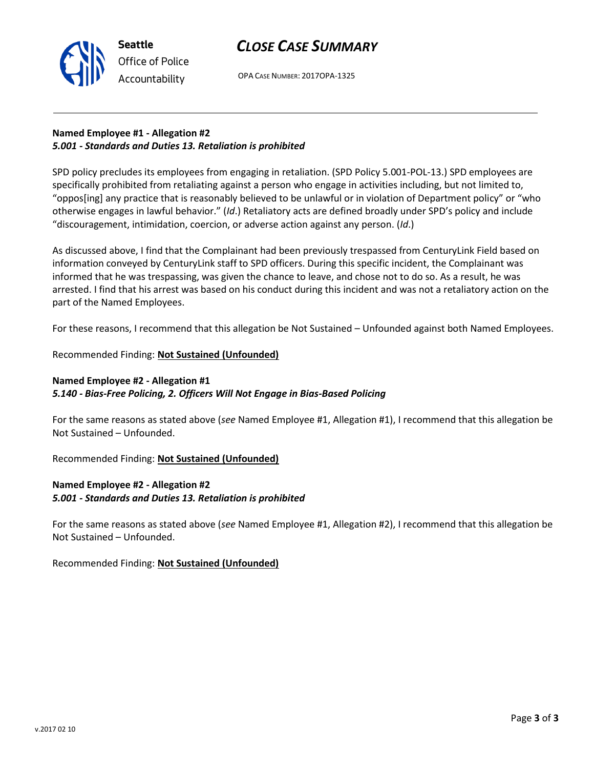**Named Employee #1 - Allegation #2**
***5.001 - Standards and Duties 13. Retaliation is prohibited***

SPD policy precludes its employees from engaging in retaliation. (SPD Policy 5.001-POL-13.) SPD employees are specifically prohibited from retaliating against a person who engage in activities including, but not limited to, "oppos[ing] any practice that is reasonably believed to be unlawful or in violation of Department policy" or "who otherwise engages in lawful behavior." (*Id*.) Retaliatory acts are defined broadly under SPD's policy and include "discouragement, intimidation, coercion, or adverse action against any person. (*Id*.)

As discussed above, I find that the Complainant had been previously trespassed from CenturyLink Field based on information conveyed by CenturyLink staff to SPD officers. During this specific incident, the Complainant was informed that he was trespassing, was given the chance to leave, and chose not to do so. As a result, he was arrested. I find that his arrest was based on his conduct during this incident and was not a retaliatory action on the part of the Named Employees.

For these reasons, I recommend that this allegation be Not Sustained – Unfounded against both Named Employees.

Recommended Finding: **Not Sustained (Unfounded)**

**Named Employee #2 - Allegation #1**
***5.140 - Bias-Free Policing, 2. Officers Will Not Engage in Bias-Based Policing***

For the same reasons as stated above (*see* Named Employee #1, Allegation #1), I recommend that this allegation be Not Sustained – Unfounded.

Recommended Finding: **Not Sustained (Unfounded)**

**Named Employee #2 - Allegation #2**
***5.001 - Standards and Duties 13. Retaliation is prohibited***

For the same reasons as stated above (*see* Named Employee #1, Allegation #2), I recommend that this allegation be Not Sustained – Unfounded.

Recommended Finding: **Not Sustained (Unfounded)**